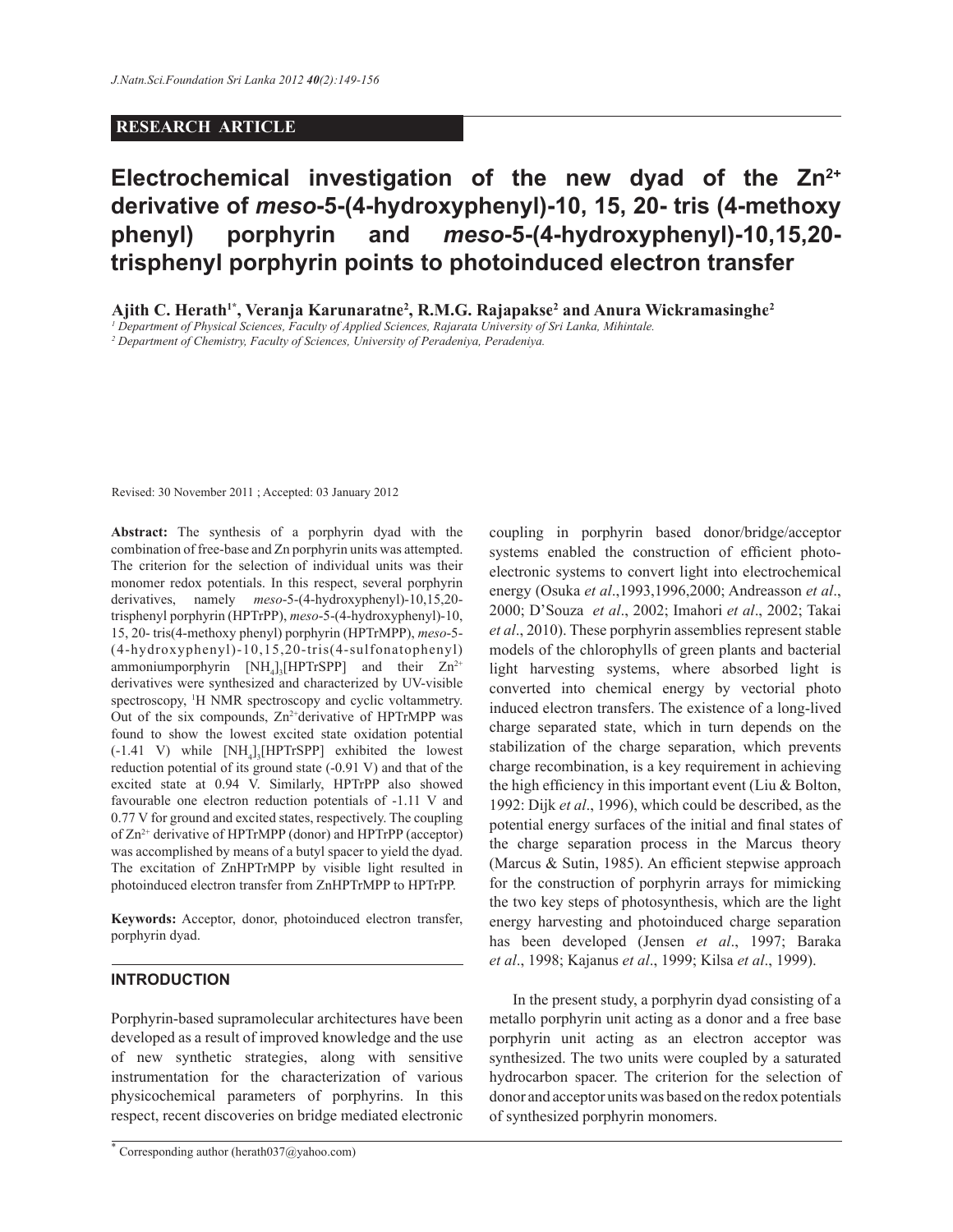**RESEARCH ARTICLE**

# Electrochemical investigation of the new dyad of the $Zn^{2+}$ derivative of *meso*-5-(4-hydroxyphenyl)-10, 15, 20- tris (4-methoxy phenyl) porphyrin and *meso*-5-(4-hydroxyphenyl)-10,15,20-trisphenyl porphyrin points to photoinduced electron transfer

**Ajith C. Herath[1*], Veranja Karunaratne[2], R.M.G. Rajapakse[2] and Anura Wickramasinghe[2]**

[1] *Department of Physical Sciences, Faculty of Applied Sciences, Rajarata University of Sri Lanka, Mihintale.*

[2] *Department of Chemistry, Faculty of Sciences, University of Peradeniya, Peradeniya.*

Revised: 30 November 2011 ; Accepted: 03 January 2012

**Abstract:** The synthesis of a porphyrin dyad with the combination of free-base and Zn porphyrin units was attempted. The criterion for the selection of individual units was their monomer redox potentials. In this respect, several porphyrin derivatives, namely *meso*-5-(4-hydroxyphenyl)-10,15,20-trisphenyl porphyrin (HPTrPP), *meso*-5-(4-hydroxyphenyl)-10, 15, 20- tris(4-methoxy phenyl) porphyrin (HPTrMPP), *meso*-5-(4-hydroxyphenyl)-10,15,20-tris(4-sulfonatophenyl) ammoniumporphyrin $[NH_4]_3$[HPTrSPP] and their $Zn^{2+}$ derivatives were synthesized and characterized by UV-visible spectroscopy, $^1$H NMR spectroscopy and cyclic voltammetry. Out of the six compounds, $Zn^{2+}$derivative of HPTrMPP was found to show the lowest excited state oxidation potential (-1.41 V) while $[NH_4]_3$[HPTrSPP] exhibited the lowest reduction potential of its ground state (-0.91 V) and that of the excited state at 0.94 V. Similarly, HPTrPP also showed favourable one electron reduction potentials of -1.11 V and 0.77 V for ground and excited states, respectively. The coupling of $Zn^{2+}$ derivative of HPTrMPP (donor) and HPTrPP (acceptor) was accomplished by means of a butyl spacer to yield the dyad. The excitation of ZnHPTrMPP by visible light resulted in photoinduced electron transfer from ZnHPTrMPP to HPTrPP.

**Keywords:** Acceptor, donor, photoinduced electron transfer, porphyrin dyad.

## INTRODUCTION

Porphyrin-based supramolecular architectures have been developed as a result of improved knowledge and the use of new synthetic strategies, along with sensitive instrumentation for the characterization of various physicochemical parameters of porphyrins. In this respect, recent discoveries on bridge mediated electronic coupling in porphyrin based donor/bridge/acceptor systems enabled the construction of efficient photo-electronic systems to convert light into electrochemical energy (Osuka *et al*.,1993,1996,2000; Andreasson *et al*., 2000; D'Souza *et al*., 2002; Imahori *et al*., 2002; Takai *et al*., 2010). These porphyrin assemblies represent stable models of the chlorophylls of green plants and bacterial light harvesting systems, where absorbed light is converted into chemical energy by vectorial photo induced electron transfers. The existence of a long-lived charge separated state, which in turn depends on the stabilization of the charge separation, which prevents charge recombination, is a key requirement in achieving the high efficiency in this important event (Liu & Bolton, 1992: Dijk *et al*., 1996), which could be described, as the potential energy surfaces of the initial and final states of the charge separation process in the Marcus theory (Marcus & Sutin, 1985). An efficient stepwise approach for the construction of porphyrin arrays for mimicking the two key steps of photosynthesis, which are the light energy harvesting and photoinduced charge separation has been developed (Jensen *et al*., 1997; Baraka *et al*., 1998; Kajanus *et al*., 1999; Kilsa *et al*., 1999).

In the present study, a porphyrin dyad consisting of a metallo porphyrin unit acting as a donor and a free base porphyrin unit acting as an electron acceptor was synthesized. The two units were coupled by a saturated hydrocarbon spacer. The criterion for the selection of donor and acceptor units was based on the redox potentials of synthesized porphyrin monomers.

[*] Corresponding author (herath037@yahoo.com)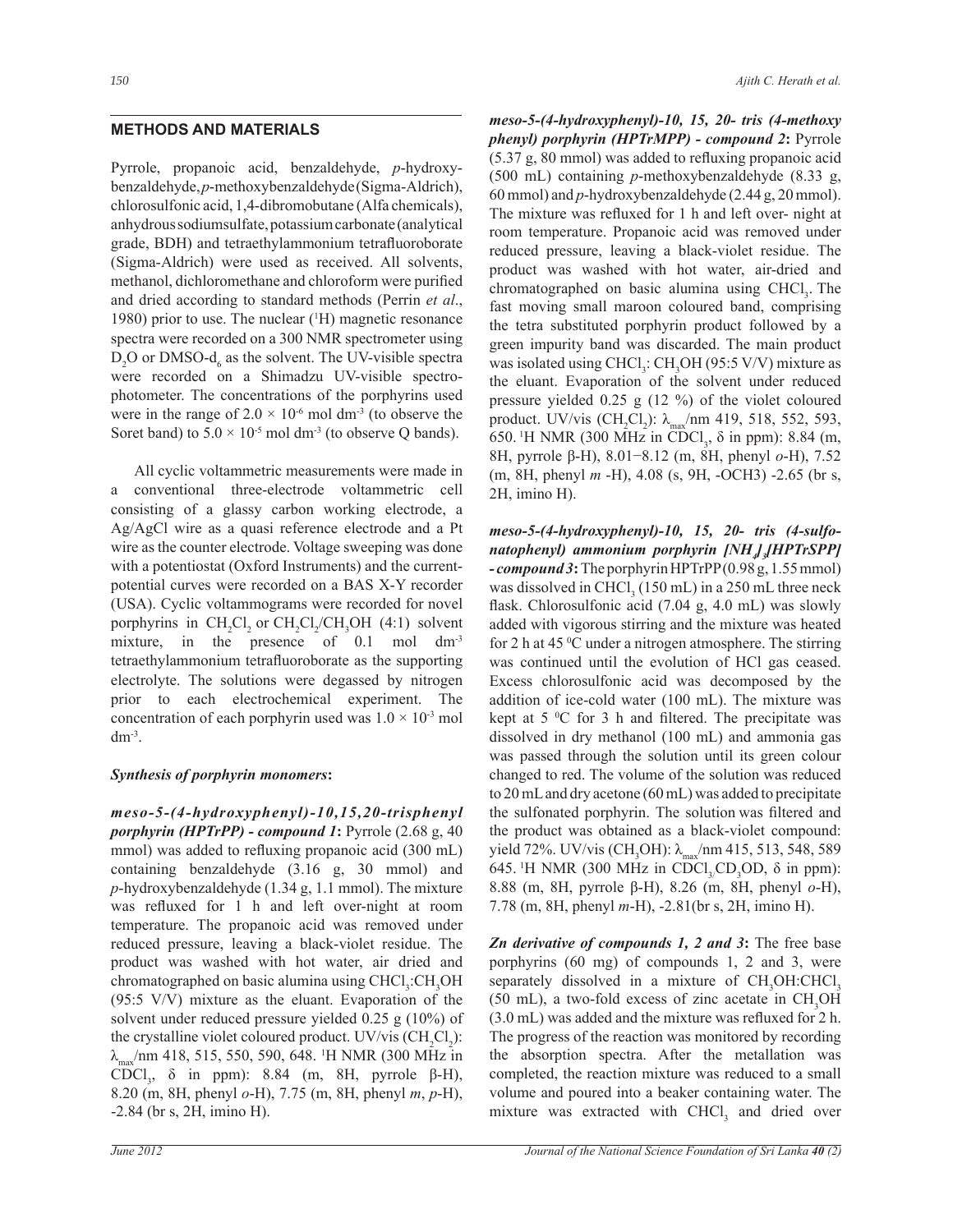## METHODS AND MATERIALS

Pyrrole, propanoic acid, benzaldehyde, *p*-hydroxybenzaldehyde, *p*-methoxybenzaldehyde (Sigma-Aldrich), chlorosulfonic acid, 1,4-dibromobutane (Alfa chemicals), anhydrous sodium sulfate, potassium carbonate (analytical grade, BDH) and tetraethylammonium tetrafluoroborate (Sigma-Aldrich) were used as received. All solvents, methanol, dichloromethane and chloroform were purified and dried according to standard methods (Perrin *et al*., 1980) prior to use. The nuclear ($^{1}$H) magnetic resonance spectra were recorded on a 300 NMR spectrometer using $D_2O$ or DMSO-$d_6$ as the solvent. The UV-visible spectra were recorded on a Shimadzu UV-visible spectrophotometer. The concentrations of the porphyrins used were in the range of $2.0 \times 10^{-6}$ mol dm$^{-3}$ (to observe the Soret band) to $5.0 \times 10^{-5}$ mol dm$^{-3}$ (to observe Q bands).

All cyclic voltammetric measurements were made in a conventional three-electrode voltammetric cell consisting of a glassy carbon working electrode, a Ag/AgCl wire as a quasi reference electrode and a Pt wire as the counter electrode. Voltage sweeping was done with a potentiostat (Oxford Instruments) and the current-potential curves were recorded on a BAS X-Y recorder (USA). Cyclic voltammograms were recorded for novel porphyrins in $CH_2Cl_2$ or $CH_2Cl_2/CH_3OH$ (4:1) solvent mixture, in the presence of 0.1 mol dm$^{-3}$ tetraethylammonium tetrafluoroborate as the supporting electrolyte. The solutions were degassed by nitrogen prior to each electrochemical experiment. The concentration of each porphyrin used was $1.0 \times 10^{-3}$ mol dm$^{-3}$.

### *Synthesis of porphyrin monomers*:

***meso-5-(4-hydroxyphenyl)-10,15,20-trisphenyl porphyrin (HPTrPP) - compound 1*:** Pyrrole (2.68 g, 40 mmol) was added to refluxing propanoic acid (300 mL) containing benzaldehyde (3.16 g, 30 mmol) and *p*-hydroxybenzaldehyde (1.34 g, 1.1 mmol). The mixture was refluxed for 1 h and left over-night at room temperature. The propanoic acid was removed under reduced pressure, leaving a black-violet residue. The product was washed with hot water, air dried and chromatographed on basic alumina using $CHCl_3$:$CH_3OH$ (95:5 V/V) mixture as the eluant. Evaporation of the solvent under reduced pressure yielded 0.25 g (10%) of the crystalline violet coloured product. UV/vis ($CH_2Cl_2$): $\lambda_{max}$/nm 418, 515, 550, 590, 648. $^{1}$H NMR (300 MHz in $CDCl_3$, δ in ppm): 8.84 (m, 8H, pyrrole β-H), 8.20 (m, 8H, phenyl *o*-H), 7.75 (m, 8H, phenyl *m*, *p*-H), -2.84 (br s, 2H, imino H).

***meso-5-(4-hydroxyphenyl)-10, 15, 20- tris (4-methoxy phenyl) porphyrin (HPTrMPP) - compound 2*:** Pyrrole (5.37 g, 80 mmol) was added to refluxing propanoic acid (500 mL) containing *p*-methoxybenzaldehyde (8.33 g, 60 mmol) and *p*-hydroxybenzaldehyde (2.44 g, 20 mmol). The mixture was refluxed for 1 h and left over- night at room temperature. Propanoic acid was removed under reduced pressure, leaving a black-violet residue. The product was washed with hot water, air-dried and chromatographed on basic alumina using $CHCl_3$. The fast moving small maroon coloured band, comprising the tetra substituted porphyrin product followed by a green impurity band was discarded. The main product was isolated using $CHCl_3$: $CH_3OH$ (95:5 V/V) mixture as the eluant. Evaporation of the solvent under reduced pressure yielded 0.25 g (12 %) of the violet coloured product. UV/vis ($CH_2Cl_2$): $\lambda_{max}$/nm 419, 518, 552, 593, 650. $^{1}$H NMR (300 MHz in $CDCl_3$, δ in ppm): 8.84 (m, 8H, pyrrole β-H), 8.01−8.12 (m, 8H, phenyl *o*-H), 7.52 (m, 8H, phenyl *m* -H), 4.08 (s, 9H, -OCH3) -2.65 (br s, 2H, imino H).

***meso-5-(4-hydroxyphenyl)-10, 15, 20- tris (4-sulfonatophenyl) ammonium porphyrin [$NH_4$]$_3$[HPTrSPP] - compound 3*:** The porphyrin HPTrPP (0.98 g, 1.55 mmol) was dissolved in $CHCl_3$ (150 mL) in a 250 mL three neck flask. Chlorosulfonic acid (7.04 g, 4.0 mL) was slowly added with vigorous stirring and the mixture was heated for 2 h at 45 $^{0}$C under a nitrogen atmosphere. The stirring was continued until the evolution of HCl gas ceased. Excess chlorosulfonic acid was decomposed by the addition of ice-cold water (100 mL). The mixture was kept at 5 $^{0}$C for 3 h and filtered. The precipitate was dissolved in dry methanol (100 mL) and ammonia gas was passed through the solution until its green colour changed to red. The volume of the solution was reduced to 20 mL and dry acetone (60 mL) was added to precipitate the sulfonated porphyrin. The solution was filtered and the product was obtained as a black-violet compound: yield 72%. UV/vis ($CH_3OH$): $\lambda_{max}$/nm 415, 513, 548, 589 645. $^{1}$H NMR (300 MHz in $CDCl_3$/$CD_3OD$, δ in ppm): 8.88 (m, 8H, pyrrole β-H), 8.26 (m, 8H, phenyl *o*-H), 7.78 (m, 8H, phenyl *m*-H), -2.81(br s, 2H, imino H).

***Zn derivative of compounds 1, 2 and 3*:** The free base porphyrins (60 mg) of compounds 1, 2 and 3, were separately dissolved in a mixture of $CH_3OH$:$CHCl_3$ (50 mL), a two-fold excess of zinc acetate in $CH_3OH$ (3.0 mL) was added and the mixture was refluxed for 2 h. The progress of the reaction was monitored by recording the absorption spectra. After the metallation was completed, the reaction mixture was reduced to a small volume and poured into a beaker containing water. The mixture was extracted with $CHCl_3$ and dried over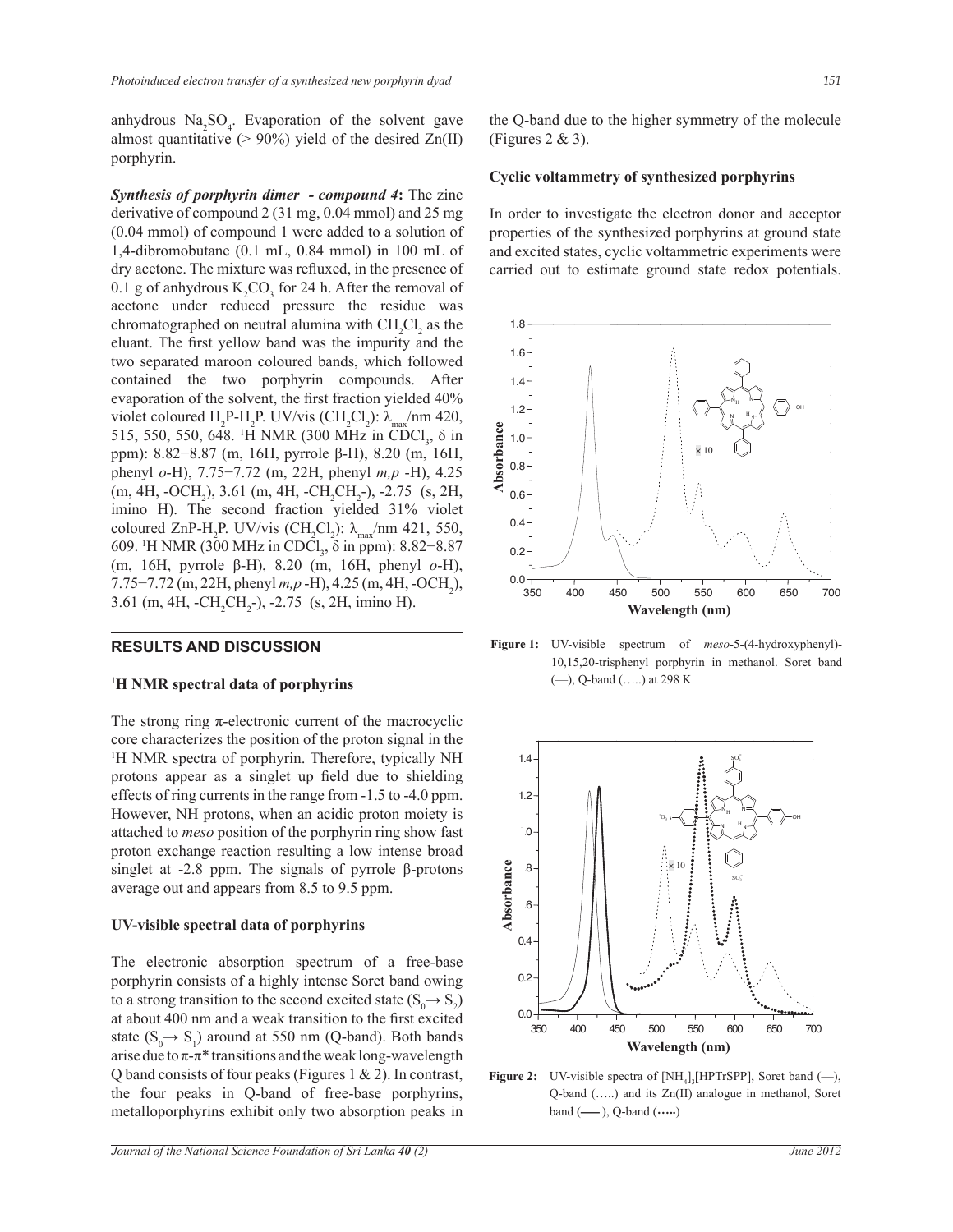anhydrous $Na_2SO_4$. Evaporation of the solvent gave almost quantitative (> 90%) yield of the desired Zn(II) porphyrin.

***Synthesis of porphyrin dimer - compound 4*:** The zinc derivative of compound 2 (31 mg, 0.04 mmol) and 25 mg (0.04 mmol) of compound 1 were added to a solution of 1,4-dibromobutane (0.1 mL, 0.84 mmol) in 100 mL of dry acetone. The mixture was refluxed, in the presence of 0.1 g of anhydrous $K_2CO_3$ for 24 h. After the removal of acetone under reduced pressure the residue was chromatographed on neutral alumina with $CH_2Cl_2$ as the eluant. The first yellow band was the impurity and the two separated maroon coloured bands, which followed contained the two porphyrin compounds. After evaporation of the solvent, the first fraction yielded 40% violet coloured $H_2P$-$H_2P$. UV/vis ($CH_2Cl_2$): $\lambda_{max}$/nm 420, 515, 550, 550, 648. $^1$H NMR (300 MHz in $CDCl_3$, δ in ppm): 8.82−8.87 (m, 16H, pyrrole β-H), 8.20 (m, 16H, phenyl *o*-H), 7.75−7.72 (m, 22H, phenyl *m,p* -H), 4.25 (m, 4H, $-OCH_2$), 3.61 (m, 4H, $-CH_2CH_2$-), -2.75 (s, 2H, imino H). The second fraction yielded 31% violet coloured ZnP-$H_2P$. UV/vis ($CH_2Cl_2$): $\lambda_{max}$/nm 421, 550, 609. $^1$H NMR (300 MHz in $CDCl_3$, δ in ppm): 8.82−8.87 (m, 16H, pyrrole β-H), 8.20 (m, 16H, phenyl *o*-H), 7.75−7.72 (m, 22H, phenyl *m,p* -H), 4.25 (m, 4H, $-OCH_2$), 3.61 (m, 4H, $-CH_2CH_2$-), -2.75 (s, 2H, imino H).

## RESULTS AND DISCUSSION

### $^1$H NMR spectral data of porphyrins

The strong ring π-electronic current of the macrocyclic core characterizes the position of the proton signal in the $^1$H NMR spectra of porphyrin. Therefore, typically NH protons appear as a singlet up field due to shielding effects of ring currents in the range from -1.5 to -4.0 ppm. However, NH protons, when an acidic proton moiety is attached to *meso* position of the porphyrin ring show fast proton exchange reaction resulting a low intense broad singlet at -2.8 ppm. The signals of pyrrole β-protons average out and appears from 8.5 to 9.5 ppm.

### UV-visible spectral data of porphyrins

The electronic absorption spectrum of a free-base porphyrin consists of a highly intense Soret band owing to a strong transition to the second excited state ($S_0 \rightarrow S_2$) at about 400 nm and a weak transition to the first excited state ($S_0 \rightarrow S_1$) around at 550 nm (Q-band). Both bands arise due to π-π* transitions and the weak long-wavelength Q band consists of four peaks (Figures 1 & 2). In contrast, the four peaks in Q-band of free-base porphyrins, metalloporphyrins exhibit only two absorption peaks in the Q-band due to the higher symmetry of the molecule (Figures 2 & 3).

### Cyclic voltammetry of synthesized porphyrins

In order to investigate the electron donor and acceptor properties of the synthesized porphyrins at ground state and excited states, cyclic voltammetric experiments were carried out to estimate ground state redox potentials.

**Figure 1:** UV-visible spectrum of *meso*-5-(4-hydroxyphenyl)-10,15,20-trisphenyl porphyrin in methanol. Soret band (—), Q-band (…..) at 298 K

**Figure 2:** UV-visible spectra of $[NH_4]_3$[HPTrSPP], Soret band (—), Q-band (…..) and its Zn(II) analogue in methanol, Soret band (**—**), Q-band (**…..**)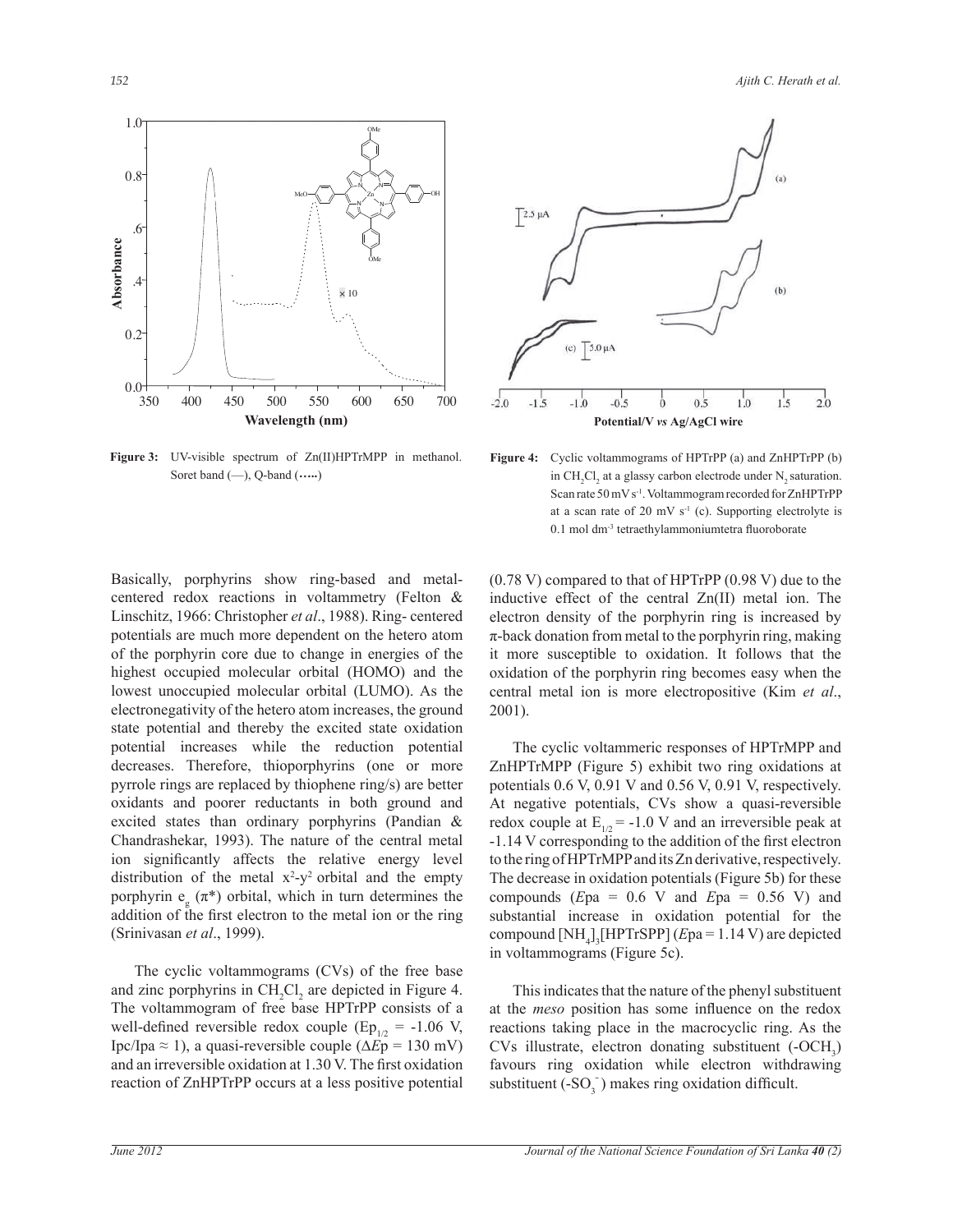Figure 3: UV-visible spectrum of Zn(II)HPTrMPP in methanol. Soret band (—), Q-band (…..)

Figure 4: Cyclic voltammograms of HPTrPP (a) and ZnHPTrPP (b) in $CH_2Cl_2$ at a glassy carbon electrode under $N_2$ saturation. Scan rate 50 mV $s^{-1}$. Voltammogram recorded for ZnHPTrPP at a scan rate of 20 mV $s^{-1}$ (c). Supporting electrolyte is 0.1 mol $dm^{-3}$ tetraethylammoniumtetra fluoroborate

Basically, porphyrins show ring-based and metal-centered redox reactions in voltammetry (Felton & Linschitz, 1966: Christopher *et al*., 1988). Ring- centered potentials are much more dependent on the hetero atom of the porphyrin core due to change in energies of the highest occupied molecular orbital (HOMO) and the lowest unoccupied molecular orbital (LUMO). As the electronegativity of the hetero atom increases, the ground state potential and thereby the excited state oxidation potential increases while the reduction potential decreases. Therefore, thioporphyrins (one or more pyrrole rings are replaced by thiophene ring/s) are better oxidants and poorer reductants in both ground and excited states than ordinary porphyrins (Pandian & Chandrashekar, 1993). The nature of the central metal ion significantly affects the relative energy level distribution of the metal $x^2$-$y^2$ orbital and the empty porphyrin $e_g$ ($\pi$*) orbital, which in turn determines the addition of the first electron to the metal ion or the ring (Srinivasan *et al*., 1999).

The cyclic voltammograms (CVs) of the free base and zinc porphyrins in $CH_2Cl_2$ are depicted in Figure 4. The voltammogram of free base HPTrPP consists of a well-defined reversible redox couple ($Ep_{1/2}$ = -1.06 V, Ipc/Ipa ≈ 1), a quasi-reversible couple ($\Delta Ep$ = 130 mV) and an irreversible oxidation at 1.30 V. The first oxidation reaction of ZnHPTrPP occurs at a less positive potential (0.78 V) compared to that of HPTrPP (0.98 V) due to the inductive effect of the central Zn(II) metal ion. The electron density of the porphyrin ring is increased by $\pi$-back donation from metal to the porphyrin ring, making it more susceptible to oxidation. It follows that the oxidation of the porphyrin ring becomes easy when the central metal ion is more electropositive (Kim *et al*., 2001).

The cyclic voltammeric responses of HPTrMPP and ZnHPTrMPP (Figure 5) exhibit two ring oxidations at potentials 0.6 V, 0.91 V and 0.56 V, 0.91 V, respectively. At negative potentials, CVs show a quasi-reversible redox couple at $E_{1/2}$ = -1.0 V and an irreversible peak at -1.14 V corresponding to the addition of the first electron to the ring of HPTrMPP and its Zn derivative, respectively. The decrease in oxidation potentials (Figure 5b) for these compounds (*E*pa = 0.6 V and *E*pa = 0.56 V) and substantial increase in oxidation potential for the compound $[NH_4]_3$[HPTrSPP] (*E*pa = 1.14 V) are depicted in voltammograms (Figure 5c).

This indicates that the nature of the phenyl substituent at the *meso* position has some influence on the redox reactions taking place in the macrocyclic ring. As the CVs illustrate, electron donating substituent ($-OCH_3$) favours ring oxidation while electron withdrawing substituent ($-SO_3^-$) makes ring oxidation difficult.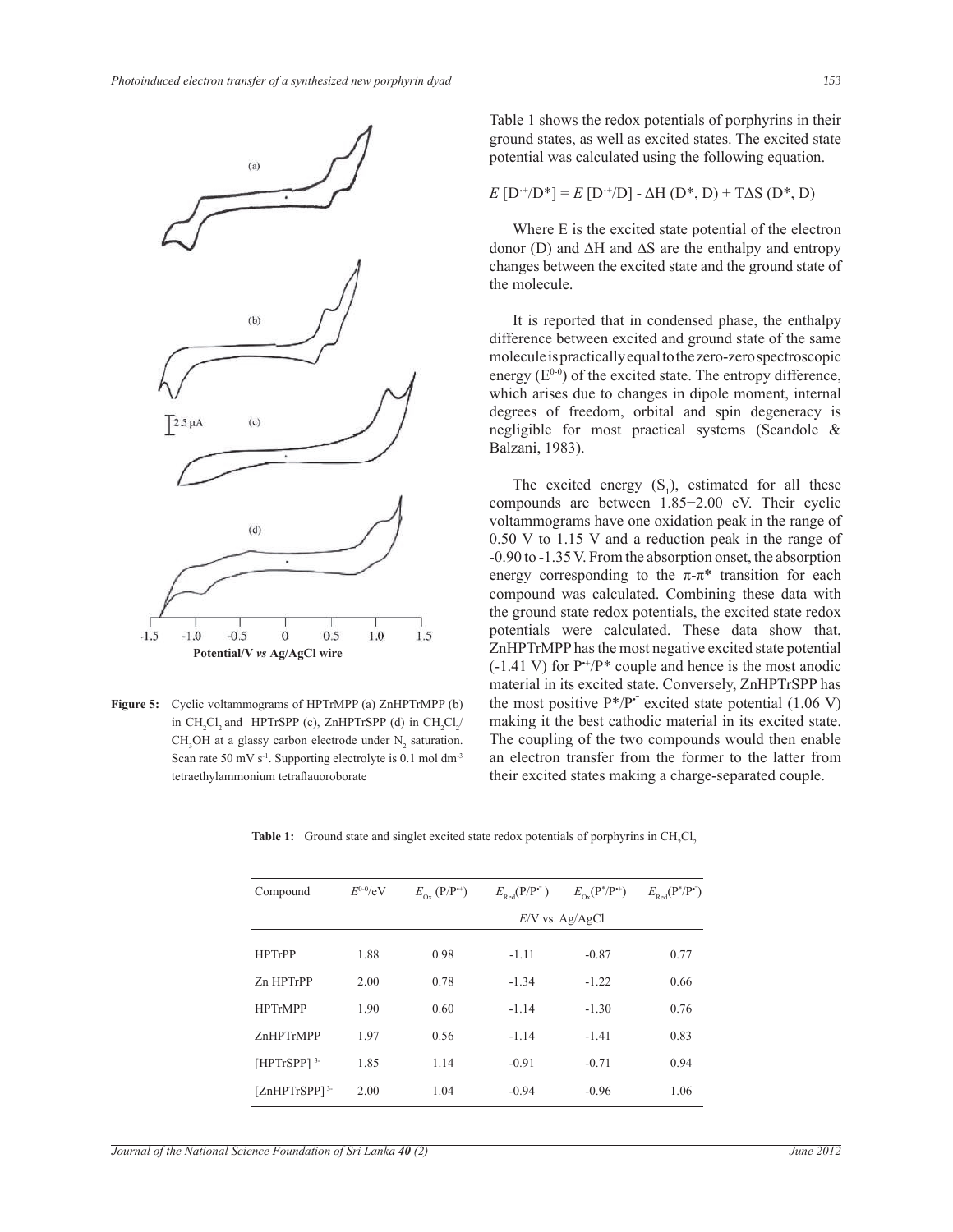Figure 5: Cyclic voltammograms of HPTrMPP (a) ZnHPTrMPP (b) in $CH_2Cl_2$ and HPTrSPP (c), ZnHPTrSPP (d) in $CH_2Cl_2$/$CH_3OH$ at a glassy carbon electrode under $N_2$ saturation. Scan rate 50 mV $s^{-1}$. Supporting electrolyte is 0.1 mol $dm^{-3}$ tetraethylammonium tetraflauoroborate

Table 1 shows the redox potentials of porphyrins in their ground states, as well as excited states. The excited state potential was calculated using the following equation.

$$E\,[D^{\cdot+}/D^*] = E\,[D^{\cdot+}/D] - \Delta H\,(D^*, D) + T\Delta S\,(D^*, D)$$

Where E is the excited state potential of the electron donor (D) and ΔH and ΔS are the enthalpy and entropy changes between the excited state and the ground state of the molecule.

It is reported that in condensed phase, the enthalpy difference between excited and ground state of the same molecule is practically equal to the zero-zero spectroscopic energy ($E^{0\text{-}0}$) of the excited state. The entropy difference, which arises due to changes in dipole moment, internal degrees of freedom, orbital and spin degeneracy is negligible for most practical systems (Scandole & Balzani, 1983).

The excited energy ($S_1$), estimated for all these compounds are between 1.85−2.00 eV. Their cyclic voltammograms have one oxidation peak in the range of 0.50 V to 1.15 V and a reduction peak in the range of -0.90 to -1.35 V. From the absorption onset, the absorption energy corresponding to the π-π* transition for each compound was calculated. Combining these data with the ground state redox potentials, the excited state redox potentials were calculated. These data show that, ZnHPTrMPP has the most negative excited state potential (-1.41 V) for $P^{\cdot+}/P^*$ couple and hence is the most anodic material in its excited state. Conversely, ZnHPTrSPP has the most positive $P^*/P^{\cdot-}$ excited state potential (1.06 V) making it the best cathodic material in its excited state. The coupling of the two compounds would then enable an electron transfer from the former to the latter from their excited states making a charge-separated couple.

**Table 1:** Ground state and singlet excited state redox potentials of porphyrins in $CH_2Cl_2$

| Compound | $E^{0\text{-}0}$/eV | $E_{Ox}$ ($P/P^{\cdot+}$) | $E_{Red}$($P/P^{\cdot-}$) | $E_{Ox}$($P^*/P^{\cdot+}$) | $E_{Red}$($P^*/P^{\cdot-}$) |
|---|---|---|---|---|---|
| | | *E*/V vs. Ag/AgCl | | | |
| HPTrPP | 1.88 | 0.98 | -1.11 | -0.87 | 0.77 |
| Zn HPTrPP | 2.00 | 0.78 | -1.34 | -1.22 | 0.66 |
| HPTrMPP | 1.90 | 0.60 | -1.14 | -1.30 | 0.76 |
| ZnHPTrMPP | 1.97 | 0.56 | -1.14 | -1.41 | 0.83 |
| $[HPTrSPP]^{3-}$ | 1.85 | 1.14 | -0.91 | -0.71 | 0.94 |
| $[ZnHPTrSPP]^{3-}$ | 2.00 | 1.04 | -0.94 | -0.96 | 1.06 |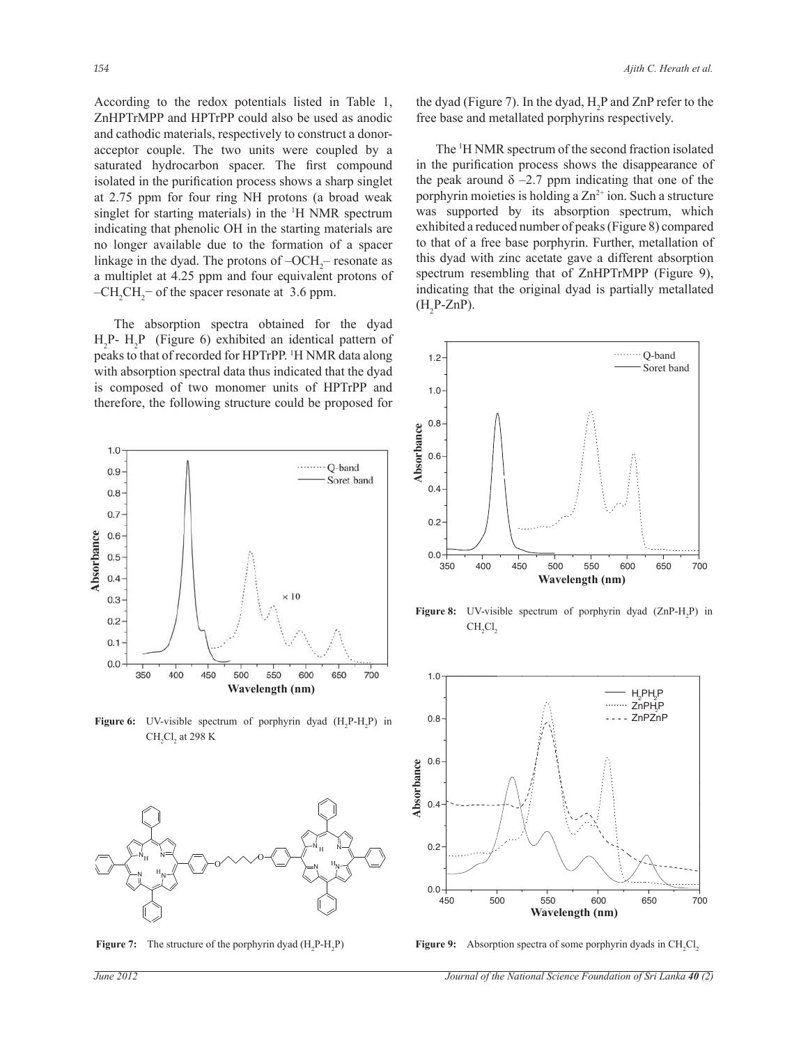According to the redox potentials listed in Table 1, ZnHPTrMPP and HPTrPP could also be used as anodic and cathodic materials, respectively to construct a donor-acceptor couple. The two units were coupled by a saturated hydrocarbon spacer. The first compound isolated in the purification process shows a sharp singlet at 2.75 ppm for four ring NH protons (a broad weak singlet for starting materials) in the $^1$H NMR spectrum indicating that phenolic OH in the starting materials are no longer available due to the formation of a spacer linkage in the dyad. The protons of $–OCH_2–$ resonate as a multiplet at 4.25 ppm and four equivalent protons of $–CH_2CH_2–$ of the spacer resonate at 3.6 ppm.

The absorption spectra obtained for the dyad $H_2P$- $H_2P$ (Figure 6) exhibited an identical pattern of peaks to that of recorded for HPTrPP. $^1$H NMR data along with absorption spectral data thus indicated that the dyad is composed of two monomer units of HPTrPP and therefore, the following structure could be proposed for the dyad (Figure 7). In the dyad, $H_2P$ and ZnP refer to the free base and metallated porphyrins respectively.

**Figure 6:** UV-visible spectrum of porphyrin dyad ($H_2P$-$H_2P$) in $CH_2Cl_2$ at 298 K

**Figure 7:** The structure of the porphyrin dyad ($H_2P$-$H_2P$)

The $^1$H NMR spectrum of the second fraction isolated in the purification process shows the disappearance of the peak around δ –2.7 ppm indicating that one of the porphyrin moieties is holding a $Zn^{2+}$ ion. Such a structure was supported by its absorption spectrum, which exhibited a reduced number of peaks (Figure 8) compared to that of a free base porphyrin. Further, metallation of this dyad with zinc acetate gave a different absorption spectrum resembling that of ZnHPTrMPP (Figure 9), indicating that the original dyad is partially metallated ($H_2P$-ZnP).

**Figure 8:** UV-visible spectrum of porphyrin dyad (ZnP-$H_2P$) in $CH_2Cl_2$

**Figure 9:** Absorption spectra of some porphyrin dyads in $CH_2Cl_2$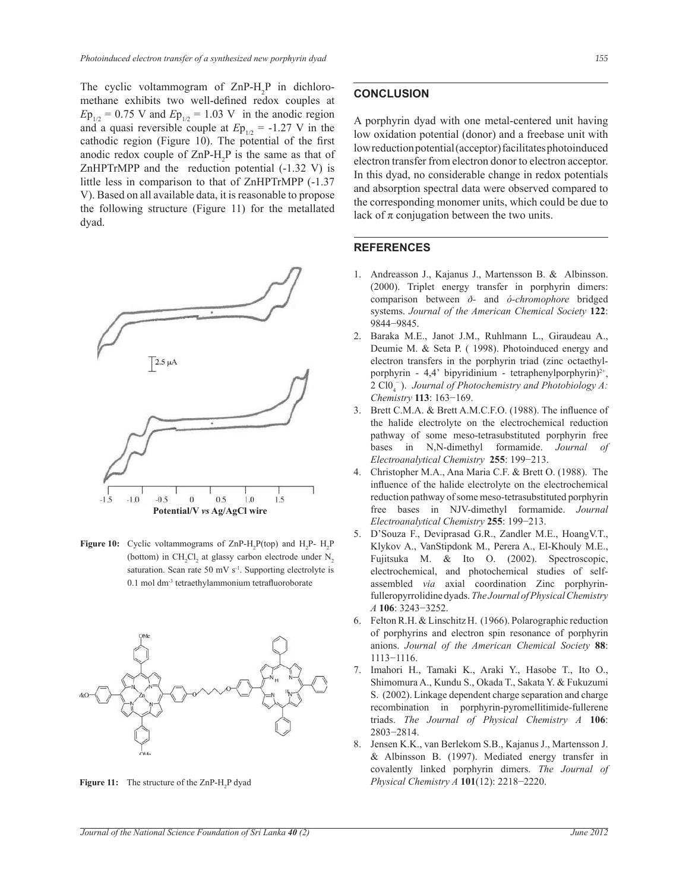The cyclic voltammogram of ZnP-$H_2$P in dichloromethane exhibits two well-defined redox couples at $Ep_{1/2}$ = 0.75 V and $Ep_{1/2}$ = 1.03 V in the anodic region and a quasi reversible couple at $Ep_{1/2}$ = -1.27 V in the cathodic region (Figure 10). The potential of the first anodic redox couple of ZnP-$H_2$P is the same as that of ZnHPTrMPP and the reduction potential (-1.32 V) is little less in comparison to that of ZnHPTrMPP (-1.37 V). Based on all available data, it is reasonable to propose the following structure (Figure 11) for the metallated dyad.

**Figure 10:** Cyclic voltammograms of ZnP-$H_2$P(top) and $H_2$P- $H_2$P (bottom) in $CH_2Cl_2$ at glassy carbon electrode under $N_2$ saturation. Scan rate 50 mV $s^{-1}$. Supporting electrolyte is 0.1 mol $dm^{-3}$ tetraethylammonium tetrafluoroborate

**Figure 11:** The structure of the ZnP-$H_2$P dyad

## CONCLUSION

A porphyrin dyad with one metal-centered unit having low oxidation potential (donor) and a freebase unit with low reduction potential (acceptor) facilitates photoinduced electron transfer from electron donor to electron acceptor. In this dyad, no considerable change in redox potentials and absorption spectral data were observed compared to the corresponding monomer units, which could be due to lack of π conjugation between the two units.

## REFERENCES

1. Andreasson J., Kajanus J., Martensson B. & Albinsson. (2000). Triplet energy transfer in porphyrin dimers: comparison between *ð-* and *ó-chromophore* bridged systems. *Journal of the American Chemical Society* **122**: 9844−9845.
2. Baraka M.E., Janot J.M., Ruhlmann L., Giraudeau A., Deumie M. & Seta P. ( 1998). Photoinduced energy and electron transfers in the porphyrin triad (zinc octaethylporphyrin - 4,4' bipyridinium - tetraphenylporphyrin)$^{2+}$, 2 $Cl0_4^-$). *Journal of Photochemistry and Photobiology A: Chemistry* **113**: 163−169.
3. Brett C.M.A. & Brett A.M.C.F.O. (1988). The influence of the halide electrolyte on the electrochemical reduction pathway of some meso-tetrasubstituted porphyrin free bases in N,N-dimethyl formamide. *Journal of Electroanalytical Chemistry* **255**: 199−213.
4. Christopher M.A., Ana Maria C.F. & Brett O. (1988). The influence of the halide electrolyte on the electrochemical reduction pathway of some meso-tetrasubstituted porphyrin free bases in NJV-dimethyl formamide. *Journal Electroanalytical Chemistry* **255**: 199−213.
5. D'Souza F., Deviprasad G.R., Zandler M.E., HoangV.T., Klykov A., VanStipdonk M., Perera A., El-Khouly M.E., Fujitsuka M. & Ito O. (2002). Spectroscopic, electrochemical, and photochemical studies of self-assembled *via* axial coordination Zinc porphyrin-fulleropyrrolidine dyads. *The Journal of Physical Chemistry A* **106**: 3243−3252.
6. Felton R.H. & Linschitz H. (1966). Polarographic reduction of porphyrins and electron spin resonance of porphyrin anions. *Journal of the American Chemical Society* **88**: 1113−1116.
7. Imahori H., Tamaki K., Araki Y., Hasobe T., Ito O., Shimomura A., Kundu S., Okada T., Sakata Y. & Fukuzumi S. (2002). Linkage dependent charge separation and charge recombination in porphyrin-pyromellitimide-fullerene triads. *The Journal of Physical Chemistry A* **106**: 2803−2814.
8. Jensen K.K., van Berlekom S.B., Kajanus J., Martensson J. & Albinsson B. (1997). Mediated energy transfer in covalently linked porphyrin dimers. *The Journal of Physical Chemistry A* **101**(12): 2218−2220.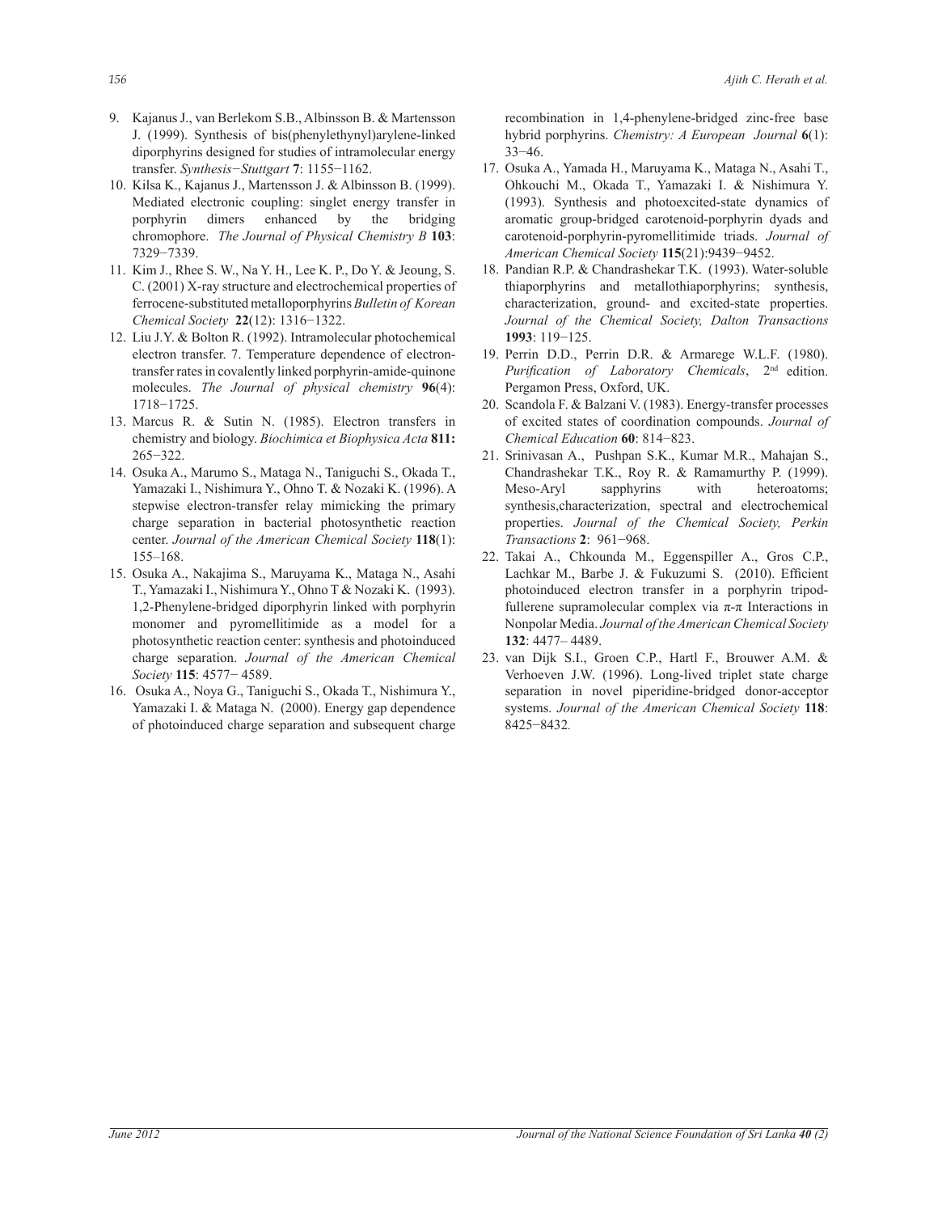9. Kajanus J., van Berlekom S.B., Albinsson B. & Martensson J. (1999). Synthesis of bis(phenylethynyl)arylene-linked diporphyrins designed for studies of intramolecular energy transfer. *Synthesis−Stuttgart* **7**: 1155−1162.
10. Kilsa K., Kajanus J., Martensson J. & Albinsson B. (1999). Mediated electronic coupling: singlet energy transfer in porphyrin dimers enhanced by the bridging chromophore. *The Journal of Physical Chemistry B* **103**: 7329−7339.
11. Kim J., Rhee S. W., Na Y. H., Lee K. P., Do Y. & Jeoung, S. C. (2001) X-ray structure and electrochemical properties of ferrocene-substituted metalloporphyrins *Bulletin of Korean Chemical Society* **22**(12): 1316−1322.
12. Liu J.Y. & Bolton R. (1992). Intramolecular photochemical electron transfer. 7. Temperature dependence of electron-transfer rates in covalently linked porphyrin-amide-quinone molecules. *The Journal of physical chemistry* **96**(4): 1718−1725.
13. Marcus R. & Sutin N. (1985). Electron transfers in chemistry and biology. *Biochimica et Biophysica Acta* **811:** 265−322.
14. Osuka A., Marumo S., Mataga N., Taniguchi S., Okada T., Yamazaki I., Nishimura Y., Ohno T. & Nozaki K. (1996). A stepwise electron-transfer relay mimicking the primary charge separation in bacterial photosynthetic reaction center. *Journal of the American Chemical Society* **118**(1): 155–168.
15. Osuka A., Nakajima S., Maruyama K., Mataga N., Asahi T., Yamazaki I., Nishimura Y., Ohno T & Nozaki K. (1993). 1,2-Phenylene-bridged diporphyrin linked with porphyrin monomer and pyromellitimide as a model for a photosynthetic reaction center: synthesis and photoinduced charge separation. *Journal of the American Chemical Society* **115**: 4577− 4589.
16. Osuka A., Noya G., Taniguchi S., Okada T., Nishimura Y., Yamazaki I. & Mataga N. (2000). Energy gap dependence of photoinduced charge separation and subsequent charge recombination in 1,4-phenylene-bridged zinc-free base hybrid porphyrins. *Chemistry: A European Journal* **6**(1): 33−46.
17. Osuka A., Yamada H., Maruyama K., Mataga N., Asahi T., Ohkouchi M., Okada T., Yamazaki I. & Nishimura Y. (1993). Synthesis and photoexcited-state dynamics of aromatic group-bridged carotenoid-porphyrin dyads and carotenoid-porphyrin-pyromellitimide triads. *Journal of American Chemical Society* **115**(21):9439−9452.
18. Pandian R.P. & Chandrashekar T.K. (1993). Water-soluble thiaporphyrins and metallothiaporphyrins; synthesis, characterization, ground- and excited-state properties. *Journal of the Chemical Society, Dalton Transactions* **1993**: 119−125.
19. Perrin D.D., Perrin D.R. & Armarege W.L.F. (1980). *Purification of Laboratory Chemicals*, 2nd edition. Pergamon Press, Oxford, UK.
20. Scandola F. & Balzani V. (1983). Energy-transfer processes of excited states of coordination compounds. *Journal of Chemical Education* **60**: 814−823.
21. Srinivasan A., Pushpan S.K., Kumar M.R., Mahajan S., Chandrashekar T.K., Roy R. & Ramamurthy P. (1999). Meso-Aryl sapphyrins with heteroatoms; synthesis,characterization, spectral and electrochemical properties. *Journal of the Chemical Society, Perkin Transactions* **2**: 961−968.
22. Takai A., Chkounda M., Eggenspiller A., Gros C.P., Lachkar M., Barbe J. & Fukuzumi S. (2010). Efficient photoinduced electron transfer in a porphyrin tripod-fullerene supramolecular complex via π-π Interactions in Nonpolar Media. *Journal of the American Chemical Society* **132**: 4477– 4489.
23. van Dijk S.I., Groen C.P., Hartl F., Brouwer A.M. & Verhoeven J.W. (1996). Long-lived triplet state charge separation in novel piperidine-bridged donor-acceptor systems. *Journal of the American Chemical Society* **118**: 8425−8432.